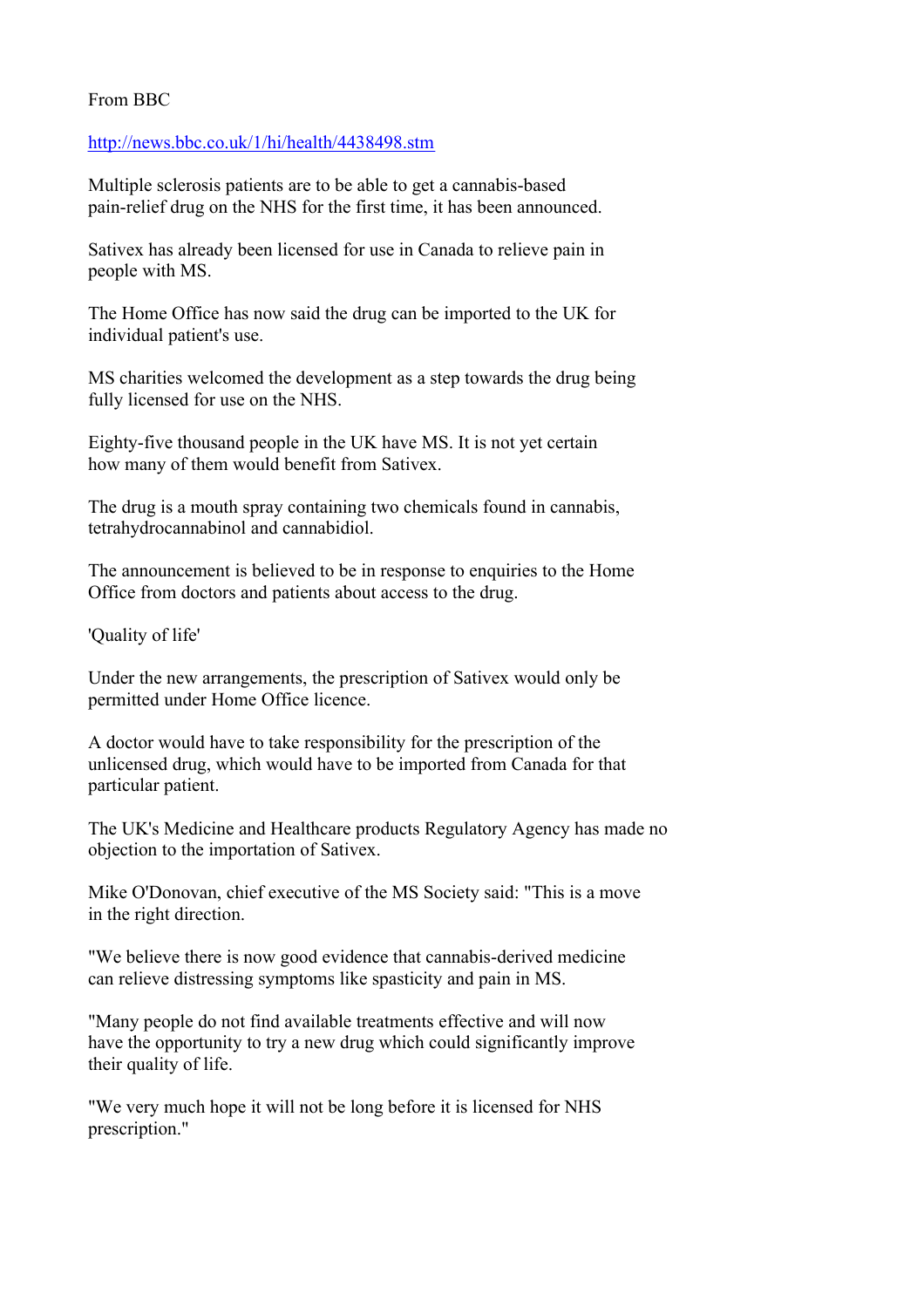From BBC

http://news.bbc.co.uk/1/hi/health/4438498.stm

Multiple sclerosis patients are to be able to get a cannabis-based pain-relief drug on the NHS for the first time, it has been announced.

Sativex has already been licensed for use in Canada to relieve pain in people with MS.

The Home Office has now said the drug can be imported to the UK for individual patient's use.

MS charities welcomed the development as a step towards the drug being fully licensed for use on the NHS.

Eighty-five thousand people in the UK have MS. It is not yet certain how many of them would benefit from Sativex.

The drug is a mouth spray containing two chemicals found in cannabis, tetrahydrocannabinol and cannabidiol.

The announcement is believed to be in response to enquiries to the Home Office from doctors and patients about access to the drug.

'Quality of life'

Under the new arrangements, the prescription of Sativex would only be permitted under Home Office licence.

A doctor would have to take responsibility for the prescription of the unlicensed drug, which would have to be imported from Canada for that particular patient.

The UK's Medicine and Healthcare products Regulatory Agency has made no objection to the importation of Sativex.

Mike O'Donovan, chief executive of the MS Society said: "This is a move in the right direction.

"We believe there is now good evidence that cannabis-derived medicine can relieve distressing symptoms like spasticity and pain in MS.

"Many people do not find available treatments effective and will now have the opportunity to try a new drug which could significantly improve their quality of life.

"We very much hope it will not be long before it is licensed for NHS prescription."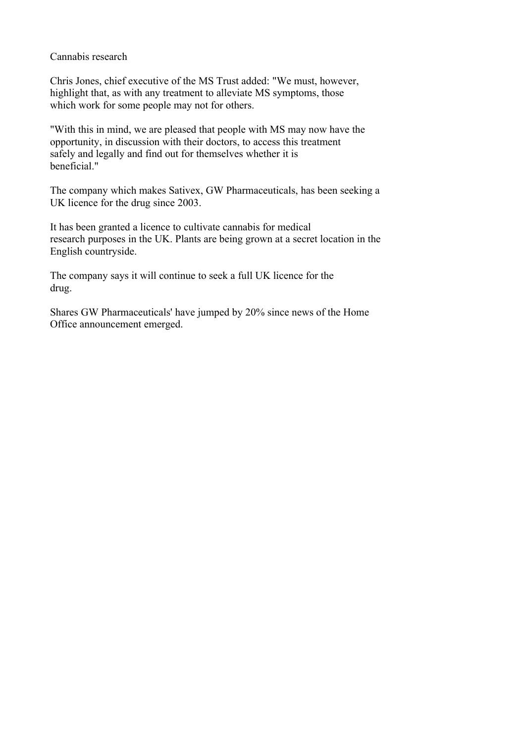## Cannabis research

Chris Jones, chief executive of the MS Trust added: "We must, however, highlight that, as with any treatment to alleviate MS symptoms, those which work for some people may not for others.

"With this in mind, we are pleased that people with MS may now have the opportunity, in discussion with their doctors, to access this treatment safely and legally and find out for themselves whether it is beneficial."

The company which makes Sativex, GW Pharmaceuticals, has been seeking a UK licence for the drug since 2003.

It has been granted a licence to cultivate cannabis for medical research purposes in the UK. Plants are being grown at a secret location in the English countryside.

The company says it will continue to seek a full UK licence for the drug.

Shares GW Pharmaceuticals' have jumped by 20% since news of the Home Office announcement emerged.